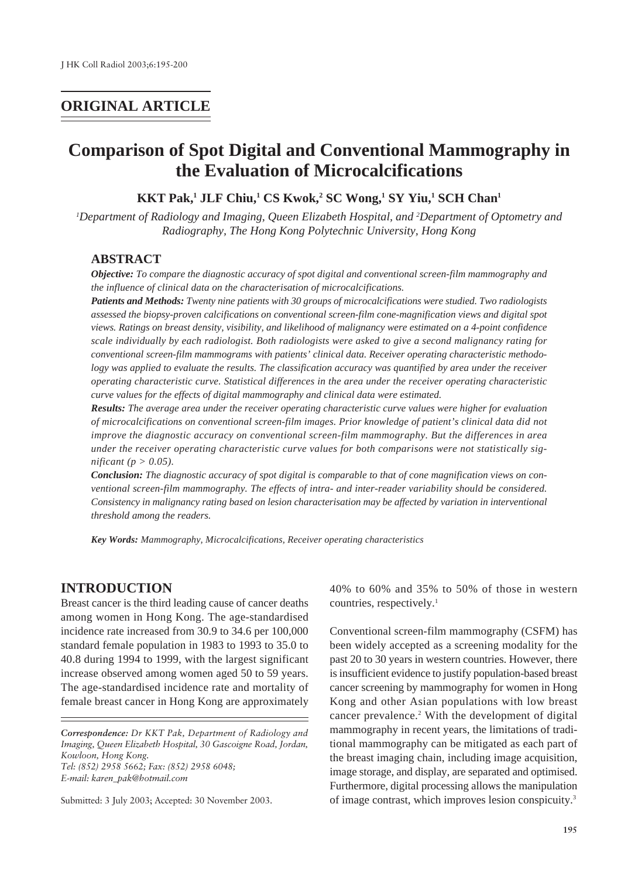ORIGINAL ARTICLE

# Comparison of Spot Digital and Conventional Mammography in the Evaluation of Microcalcifications

**KKT Pak,[1] JLF Chiu,[1] CS Kwok,[2] SC Wong,[1] SY Yiu,[1] SCH Chan[1]**

*[1]Department of Radiology and Imaging, Queen Elizabeth Hospital, and [2]Department of Optometry and Radiography, The Hong Kong Polytechnic University, Hong Kong*

## ABSTRACT

***Objective:*** *To compare the diagnostic accuracy of spot digital and conventional screen-film mammography and the influence of clinical data on the characterisation of microcalcifications.*

***Patients and Methods:*** *Twenty nine patients with 30 groups of microcalcifications were studied. Two radiologists assessed the biopsy-proven calcifications on conventional screen-film cone-magnification views and digital spot views. Ratings on breast density, visibility, and likelihood of malignancy were estimated on a 4-point confidence scale individually by each radiologist. Both radiologists were asked to give a second malignancy rating for conventional screen-film mammograms with patients' clinical data. Receiver operating characteristic methodology was applied to evaluate the results. The classification accuracy was quantified by area under the receiver operating characteristic curve. Statistical differences in the area under the receiver operating characteristic curve values for the effects of digital mammography and clinical data were estimated.*

***Results:*** *The average area under the receiver operating characteristic curve values were higher for evaluation of microcalcifications on conventional screen-film images. Prior knowledge of patient's clinical data did not improve the diagnostic accuracy on conventional screen-film mammography. But the differences in area under the receiver operating characteristic curve values for both comparisons were not statistically significant ($p > 0.05$).*

***Conclusion:*** *The diagnostic accuracy of spot digital is comparable to that of cone magnification views on conventional screen-film mammography. The effects of intra- and inter-reader variability should be considered. Consistency in malignancy rating based on lesion characterisation may be affected by variation in interventional threshold among the readers.*

***Key Words:*** *Mammography, Microcalcifications, Receiver operating characteristics*

## INTRODUCTION

Breast cancer is the third leading cause of cancer deaths among women in Hong Kong. The age-standardised incidence rate increased from 30.9 to 34.6 per 100,000 standard female population in 1983 to 1993 to 35.0 to 40.8 during 1994 to 1999, with the largest significant increase observed among women aged 50 to 59 years. The age-standardised incidence rate and mortality of female breast cancer in Hong Kong are approximately 40% to 60% and 35% to 50% of those in western countries, respectively.[1]

Conventional screen-film mammography (CSFM) has been widely accepted as a screening modality for the past 20 to 30 years in western countries. However, there is insufficient evidence to justify population-based breast cancer screening by mammography for women in Hong Kong and other Asian populations with low breast cancer prevalence.[2] With the development of digital mammography in recent years, the limitations of traditional mammography can be mitigated as each part of the breast imaging chain, including image acquisition, image storage, and display, are separated and optimised. Furthermore, digital processing allows the manipulation of image contrast, which improves lesion conspicuity.[3]

*Correspondence: Dr KKT Pak, Department of Radiology and Imaging, Queen Elizabeth Hospital, 30 Gascoigne Road, Jordan, Kowloon, Hong Kong.*
*Tel: (852) 2958 5662; Fax: (852) 2958 6048;*
*E-mail: karen_pak@hotmail.com*

Submitted: 3 July 2003; Accepted: 30 November 2003.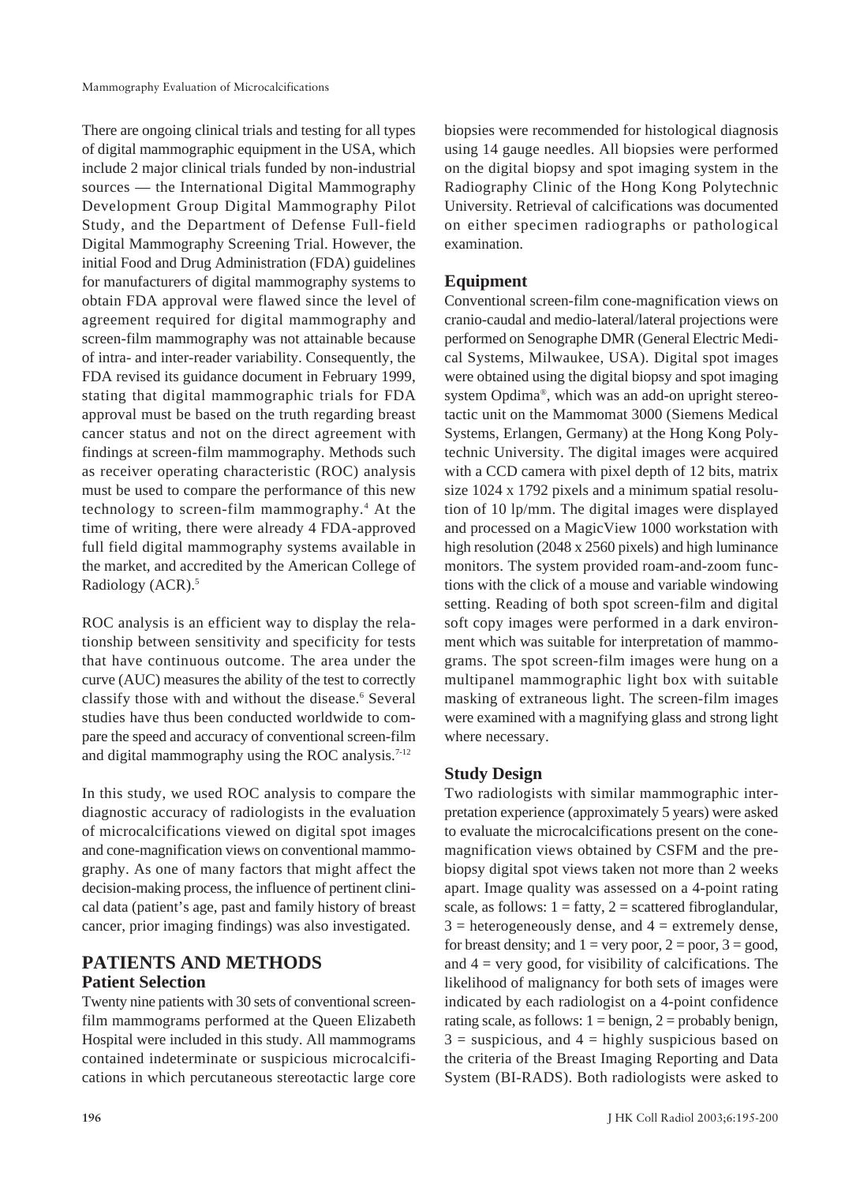There are ongoing clinical trials and testing for all types of digital mammographic equipment in the USA, which include 2 major clinical trials funded by non-industrial sources — the International Digital Mammography Development Group Digital Mammography Pilot Study, and the Department of Defense Full-field Digital Mammography Screening Trial. However, the initial Food and Drug Administration (FDA) guidelines for manufacturers of digital mammography systems to obtain FDA approval were flawed since the level of agreement required for digital mammography and screen-film mammography was not attainable because of intra- and inter-reader variability. Consequently, the FDA revised its guidance document in February 1999, stating that digital mammographic trials for FDA approval must be based on the truth regarding breast cancer status and not on the direct agreement with findings at screen-film mammography. Methods such as receiver operating characteristic (ROC) analysis must be used to compare the performance of this new technology to screen-film mammography.[4] At the time of writing, there were already 4 FDA-approved full field digital mammography systems available in the market, and accredited by the American College of Radiology (ACR).[5]

ROC analysis is an efficient way to display the relationship between sensitivity and specificity for tests that have continuous outcome. The area under the curve (AUC) measures the ability of the test to correctly classify those with and without the disease.[6] Several studies have thus been conducted worldwide to compare the speed and accuracy of conventional screen-film and digital mammography using the ROC analysis.[7-12]

In this study, we used ROC analysis to compare the diagnostic accuracy of radiologists in the evaluation of microcalcifications viewed on digital spot images and cone-magnification views on conventional mammography. As one of many factors that might affect the decision-making process, the influence of pertinent clinical data (patient's age, past and family history of breast cancer, prior imaging findings) was also investigated.

# PATIENTS AND METHODS

## Patient Selection

Twenty nine patients with 30 sets of conventional screen-film mammograms performed at the Queen Elizabeth Hospital were included in this study. All mammograms contained indeterminate or suspicious microcalcifications in which percutaneous stereotactic large core biopsies were recommended for histological diagnosis using 14 gauge needles. All biopsies were performed on the digital biopsy and spot imaging system in the Radiography Clinic of the Hong Kong Polytechnic University. Retrieval of calcifications was documented on either specimen radiographs or pathological examination.

## Equipment

Conventional screen-film cone-magnification views on cranio-caudal and medio-lateral/lateral projections were performed on Senographe DMR (General Electric Medical Systems, Milwaukee, USA). Digital spot images were obtained using the digital biopsy and spot imaging system Opdima®, which was an add-on upright stereotactic unit on the Mammomat 3000 (Siemens Medical Systems, Erlangen, Germany) at the Hong Kong Polytechnic University. The digital images were acquired with a CCD camera with pixel depth of 12 bits, matrix size 1024 x 1792 pixels and a minimum spatial resolution of 10 lp/mm. The digital images were displayed and processed on a MagicView 1000 workstation with high resolution (2048 x 2560 pixels) and high luminance monitors. The system provided roam-and-zoom functions with the click of a mouse and variable windowing setting. Reading of both spot screen-film and digital soft copy images were performed in a dark environment which was suitable for interpretation of mammograms. The spot screen-film images were hung on a multipanel mammographic light box with suitable masking of extraneous light. The screen-film images were examined with a magnifying glass and strong light where necessary.

## Study Design

Two radiologists with similar mammographic interpretation experience (approximately 5 years) were asked to evaluate the microcalcifications present on the cone-magnification views obtained by CSFM and the pre-biopsy digital spot views taken not more than 2 weeks apart. Image quality was assessed on a 4-point rating scale, as follows: 1 = fatty, 2 = scattered fibroglandular, 3 = heterogeneously dense, and 4 = extremely dense, for breast density; and 1 = very poor, 2 = poor, 3 = good, and 4 = very good, for visibility of calcifications. The likelihood of malignancy for both sets of images were indicated by each radiologist on a 4-point confidence rating scale, as follows: 1 = benign, 2 = probably benign, 3 = suspicious, and 4 = highly suspicious based on the criteria of the Breast Imaging Reporting and Data System (BI-RADS). Both radiologists were asked to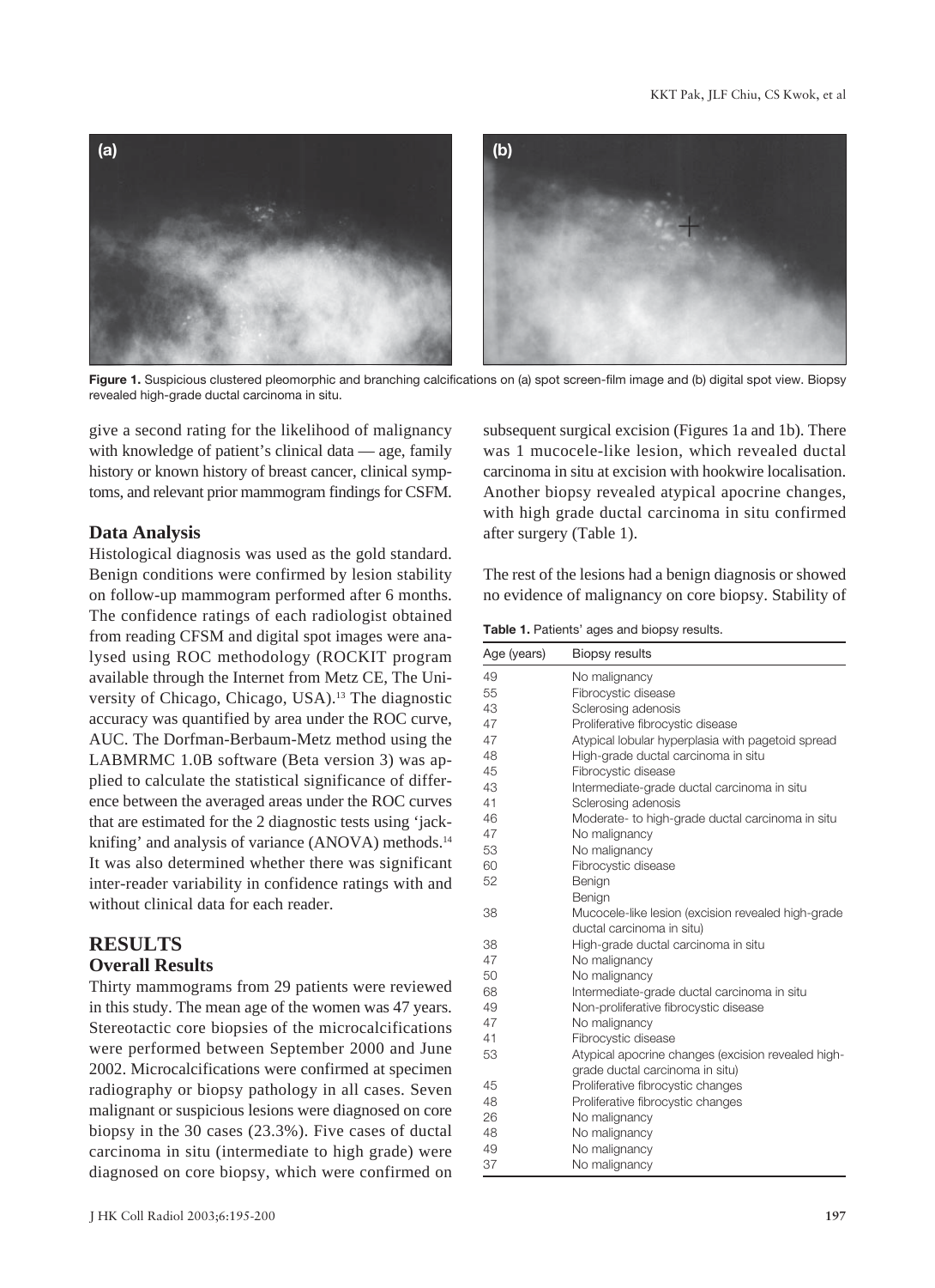Figure 1. Suspicious clustered pleomorphic and branching calcifications on (a) spot screen-film image and (b) digital spot view. Biopsy revealed high-grade ductal carcinoma in situ.

give a second rating for the likelihood of malignancy with knowledge of patient's clinical data — age, family history or known history of breast cancer, clinical symptoms, and relevant prior mammogram findings for CSFM.

## Data Analysis

Histological diagnosis was used as the gold standard. Benign conditions were confirmed by lesion stability on follow-up mammogram performed after 6 months. The confidence ratings of each radiologist obtained from reading CFSM and digital spot images were analysed using ROC methodology (ROCKIT program available through the Internet from Metz CE, The University of Chicago, Chicago, USA).[13] The diagnostic accuracy was quantified by area under the ROC curve, AUC. The Dorfman-Berbaum-Metz method using the LABMRMC 1.0B software (Beta version 3) was applied to calculate the statistical significance of difference between the averaged areas under the ROC curves that are estimated for the 2 diagnostic tests using 'jackknifing' and analysis of variance (ANOVA) methods.[14] It was also determined whether there was significant inter-reader variability in confidence ratings with and without clinical data for each reader.

# RESULTS

## Overall Results

Thirty mammograms from 29 patients were reviewed in this study. The mean age of the women was 47 years. Stereotactic core biopsies of the microcalcifications were performed between September 2000 and June 2002. Microcalcifications were confirmed at specimen radiography or biopsy pathology in all cases. Seven malignant or suspicious lesions were diagnosed on core biopsy in the 30 cases (23.3%). Five cases of ductal carcinoma in situ (intermediate to high grade) were diagnosed on core biopsy, which were confirmed on subsequent surgical excision (Figures 1a and 1b). There was 1 mucocele-like lesion, which revealed ductal carcinoma in situ at excision with hookwire localisation. Another biopsy revealed atypical apocrine changes, with high grade ductal carcinoma in situ confirmed after surgery (Table 1).

The rest of the lesions had a benign diagnosis or showed no evidence of malignancy on core biopsy. Stability of

**Table 1.** Patients' ages and biopsy results.

| Age (years) | Biopsy results |
|---|---|
| 49 | No malignancy |
| 55 | Fibrocystic disease |
| 43 | Sclerosing adenosis |
| 47 | Proliferative fibrocystic disease |
| 47 | Atypical lobular hyperplasia with pagetoid spread |
| 48 | High-grade ductal carcinoma in situ |
| 45 | Fibrocystic disease |
| 43 | Intermediate-grade ductal carcinoma in situ |
| 41 | Sclerosing adenosis |
| 46 | Moderate- to high-grade ductal carcinoma in situ |
| 47 | No malignancy |
| 53 | No malignancy |
| 60 | Fibrocystic disease |
| 52 | Benign |
| | Benign |
| 38 | Mucocele-like lesion (excision revealed high-grade ductal carcinoma in situ) |
| 38 | High-grade ductal carcinoma in situ |
| 47 | No malignancy |
| 50 | No malignancy |
| 68 | Intermediate-grade ductal carcinoma in situ |
| 49 | Non-proliferative fibrocystic disease |
| 47 | No malignancy |
| 41 | Fibrocystic disease |
| 53 | Atypical apocrine changes (excision revealed high-grade ductal carcinoma in situ) |
| 45 | Proliferative fibrocystic changes |
| 48 | Proliferative fibrocystic changes |
| 26 | No malignancy |
| 48 | No malignancy |
| 49 | No malignancy |
| 37 | No malignancy |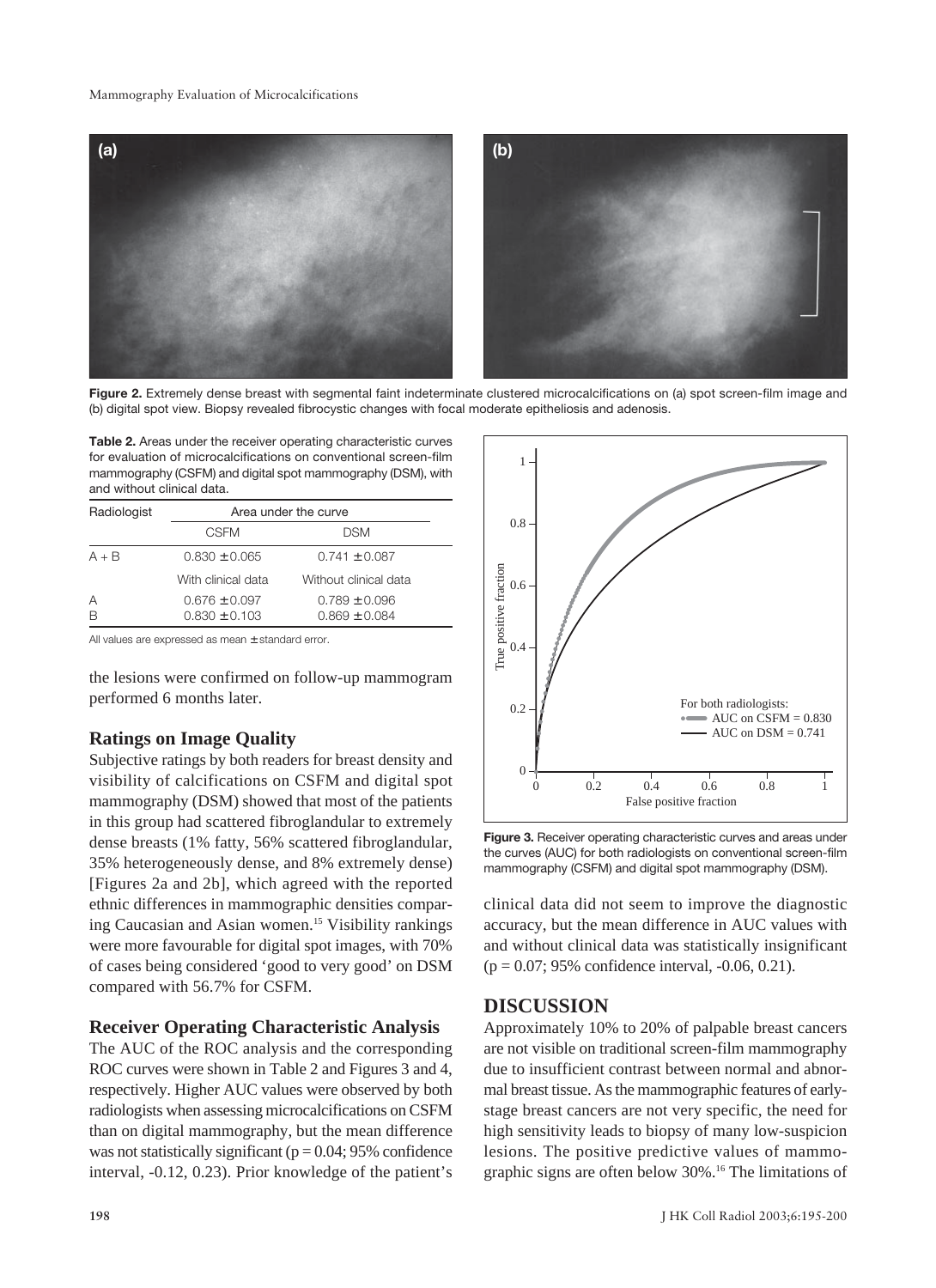Figure 2. Extremely dense breast with segmental faint indeterminate clustered microcalcifications on (a) spot screen-film image and (b) digital spot view. Biopsy revealed fibrocystic changes with focal moderate epitheliosis and adenosis.

**Table 2.** Areas under the receiver operating characteristic curves for evaluation of microcalcifications on conventional screen-film mammography (CSFM) and digital spot mammography (DSM), with and without clinical data.

| Radiologist | Area under the curve | |
|---|---|---|
| | CSFM | DSM |
| A + B | 0.830 ± 0.065 | 0.741 ± 0.087 |
| | With clinical data | Without clinical data |
| A | 0.676 ± 0.097 | 0.789 ± 0.096 |
| B | 0.830 ± 0.103 | 0.869 ± 0.084 |

All values are expressed as mean ± standard error.

the lesions were confirmed on follow-up mammogram performed 6 months later.

### Ratings on Image Quality

Subjective ratings by both readers for breast density and visibility of calcifications on CSFM and digital spot mammography (DSM) showed that most of the patients in this group had scattered fibroglandular to extremely dense breasts (1% fatty, 56% scattered fibroglandular, 35% heterogeneously dense, and 8% extremely dense) [Figures 2a and 2b], which agreed with the reported ethnic differences in mammographic densities comparing Caucasian and Asian women.[15] Visibility rankings were more favourable for digital spot images, with 70% of cases being considered 'good to very good' on DSM compared with 56.7% for CSFM.

### Receiver Operating Characteristic Analysis

The AUC of the ROC analysis and the corresponding ROC curves were shown in Table 2 and Figures 3 and 4, respectively. Higher AUC values were observed by both radiologists when assessing microcalcifications on CSFM than on digital mammography, but the mean difference was not statistically significant ($p = 0.04$; 95% confidence interval, -0.12, 0.23). Prior knowledge of the patient's clinical data did not seem to improve the diagnostic accuracy, but the mean difference in AUC values with and without clinical data was statistically insignificant ($p = 0.07$; 95% confidence interval, -0.06, 0.21).

Figure 3. Receiver operating characteristic curves and areas under the curves (AUC) for both radiologists on conventional screen-film mammography (CSFM) and digital spot mammography (DSM).

## DISCUSSION

Approximately 10% to 20% of palpable breast cancers are not visible on traditional screen-film mammography due to insufficient contrast between normal and abnormal breast tissue. As the mammographic features of early-stage breast cancers are not very specific, the need for high sensitivity leads to biopsy of many low-suspicion lesions. The positive predictive values of mammographic signs are often below 30%.[16] The limitations of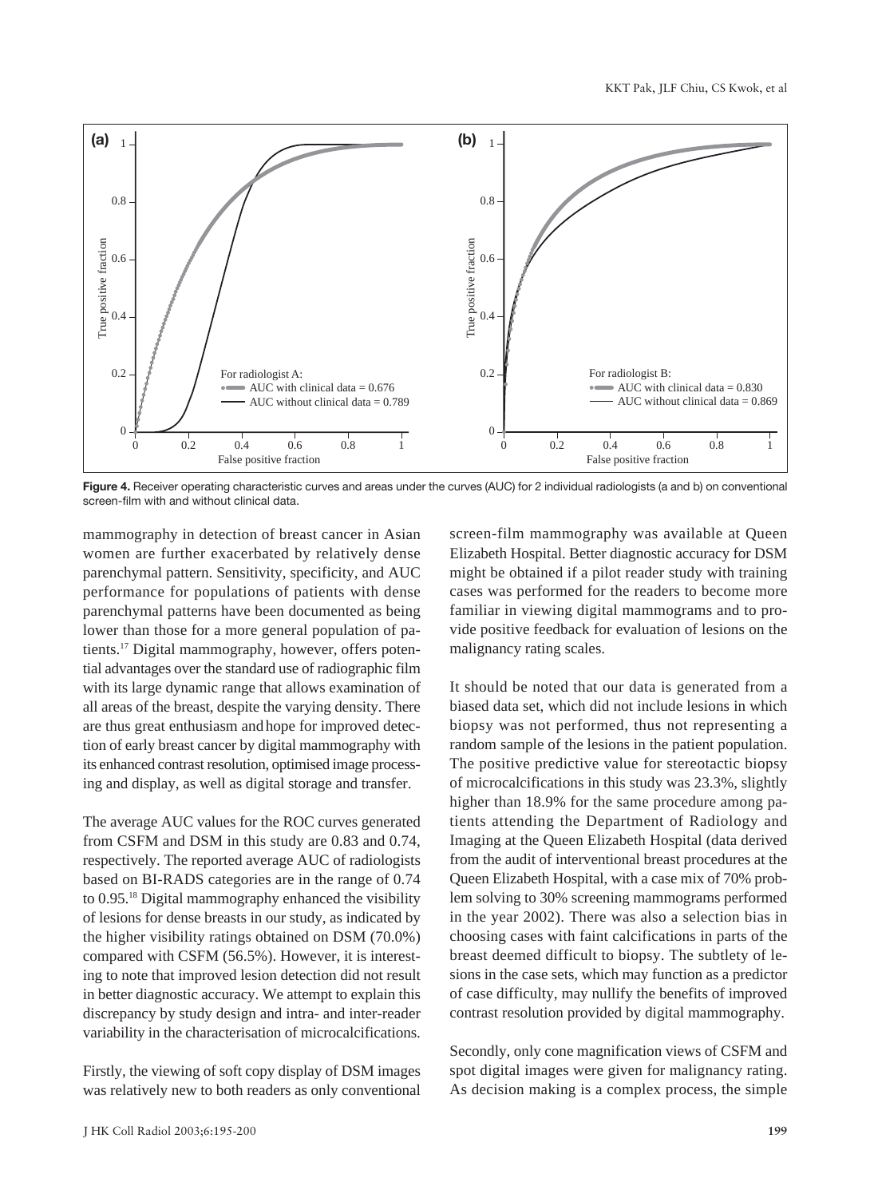Figure 4. Receiver operating characteristic curves and areas under the curves (AUC) for 2 individual radiologists (a and b) on conventional screen-film with and without clinical data.

mammography in detection of breast cancer in Asian women are further exacerbated by relatively dense parenchymal pattern. Sensitivity, specificity, and AUC performance for populations of patients with dense parenchymal patterns have been documented as being lower than those for a more general population of patients.[17] Digital mammography, however, offers potential advantages over the standard use of radiographic film with its large dynamic range that allows examination of all areas of the breast, despite the varying density. There are thus great enthusiasm and hope for improved detection of early breast cancer by digital mammography with its enhanced contrast resolution, optimised image processing and display, as well as digital storage and transfer.

The average AUC values for the ROC curves generated from CSFM and DSM in this study are 0.83 and 0.74, respectively. The reported average AUC of radiologists based on BI-RADS categories are in the range of 0.74 to 0.95.[18] Digital mammography enhanced the visibility of lesions for dense breasts in our study, as indicated by the higher visibility ratings obtained on DSM (70.0%) compared with CSFM (56.5%). However, it is interesting to note that improved lesion detection did not result in better diagnostic accuracy. We attempt to explain this discrepancy by study design and intra- and inter-reader variability in the characterisation of microcalcifications.

Firstly, the viewing of soft copy display of DSM images was relatively new to both readers as only conventional screen-film mammography was available at Queen Elizabeth Hospital. Better diagnostic accuracy for DSM might be obtained if a pilot reader study with training cases was performed for the readers to become more familiar in viewing digital mammograms and to provide positive feedback for evaluation of lesions on the malignancy rating scales.

It should be noted that our data is generated from a biased data set, which did not include lesions in which biopsy was not performed, thus not representing a random sample of the lesions in the patient population. The positive predictive value for stereotactic biopsy of microcalcifications in this study was 23.3%, slightly higher than 18.9% for the same procedure among patients attending the Department of Radiology and Imaging at the Queen Elizabeth Hospital (data derived from the audit of interventional breast procedures at the Queen Elizabeth Hospital, with a case mix of 70% problem solving to 30% screening mammograms performed in the year 2002). There was also a selection bias in choosing cases with faint calcifications in parts of the breast deemed difficult to biopsy. The subtlety of lesions in the case sets, which may function as a predictor of case difficulty, may nullify the benefits of improved contrast resolution provided by digital mammography.

Secondly, only cone magnification views of CSFM and spot digital images were given for malignancy rating. As decision making is a complex process, the simple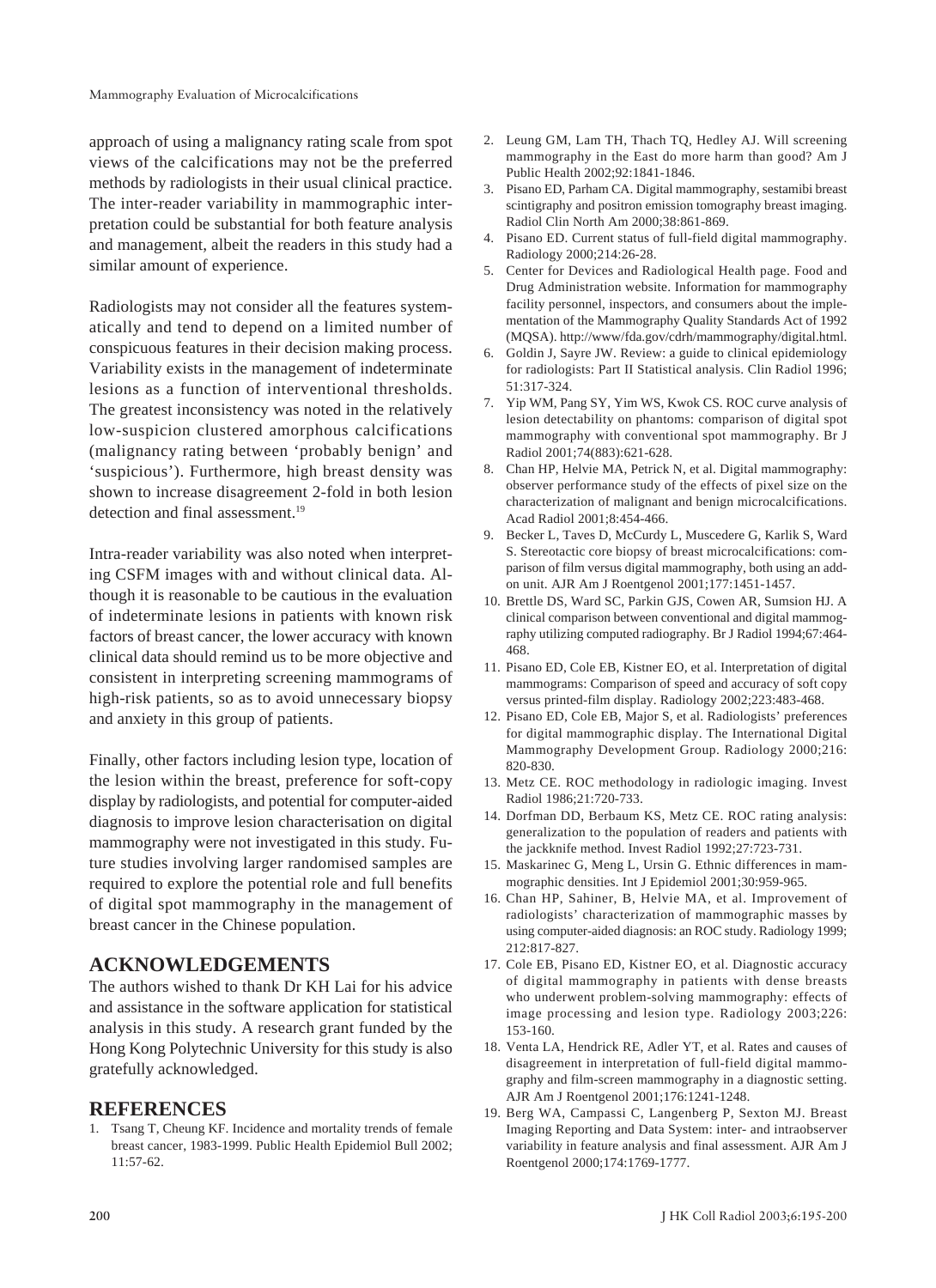approach of using a malignancy rating scale from spot views of the calcifications may not be the preferred methods by radiologists in their usual clinical practice. The inter-reader variability in mammographic interpretation could be substantial for both feature analysis and management, albeit the readers in this study had a similar amount of experience.

Radiologists may not consider all the features systematically and tend to depend on a limited number of conspicuous features in their decision making process. Variability exists in the management of indeterminate lesions as a function of interventional thresholds. The greatest inconsistency was noted in the relatively low-suspicion clustered amorphous calcifications (malignancy rating between 'probably benign' and 'suspicious'). Furthermore, high breast density was shown to increase disagreement 2-fold in both lesion detection and final assessment.[19]

Intra-reader variability was also noted when interpreting CSFM images with and without clinical data. Although it is reasonable to be cautious in the evaluation of indeterminate lesions in patients with known risk factors of breast cancer, the lower accuracy with known clinical data should remind us to be more objective and consistent in interpreting screening mammograms of high-risk patients, so as to avoid unnecessary biopsy and anxiety in this group of patients.

Finally, other factors including lesion type, location of the lesion within the breast, preference for soft-copy display by radiologists, and potential for computer-aided diagnosis to improve lesion characterisation on digital mammography were not investigated in this study. Future studies involving larger randomised samples are required to explore the potential role and full benefits of digital spot mammography in the management of breast cancer in the Chinese population.

## ACKNOWLEDGEMENTS

The authors wished to thank Dr KH Lai for his advice and assistance in the software application for statistical analysis in this study. A research grant funded by the Hong Kong Polytechnic University for this study is also gratefully acknowledged.

## REFERENCES

1. Tsang T, Cheung KF. Incidence and mortality trends of female breast cancer, 1983-1999. Public Health Epidemiol Bull 2002; 11:57-62.
2. Leung GM, Lam TH, Thach TQ, Hedley AJ. Will screening mammography in the East do more harm than good? Am J Public Health 2002;92:1841-1846.
3. Pisano ED, Parham CA. Digital mammography, sestamibi breast scintigraphy and positron emission tomography breast imaging. Radiol Clin North Am 2000;38:861-869.
4. Pisano ED. Current status of full-field digital mammography. Radiology 2000;214:26-28.
5. Center for Devices and Radiological Health page. Food and Drug Administration website. Information for mammography facility personnel, inspectors, and consumers about the implementation of the Mammography Quality Standards Act of 1992 (MQSA). http://www/fda.gov/cdrh/mammography/digital.html.
6. Goldin J, Sayre JW. Review: a guide to clinical epidemiology for radiologists: Part II Statistical analysis. Clin Radiol 1996; 51:317-324.
7. Yip WM, Pang SY, Yim WS, Kwok CS. ROC curve analysis of lesion detectability on phantoms: comparison of digital spot mammography with conventional spot mammography. Br J Radiol 2001;74(883):621-628.
8. Chan HP, Helvie MA, Petrick N, et al. Digital mammography: observer performance study of the effects of pixel size on the characterization of malignant and benign microcalcifications. Acad Radiol 2001;8:454-466.
9. Becker L, Taves D, McCurdy L, Muscedere G, Karlik S, Ward S. Stereotactic core biopsy of breast microcalcifications: comparison of film versus digital mammography, both using an add-on unit. AJR Am J Roentgenol 2001;177:1451-1457.
10. Brettle DS, Ward SC, Parkin GJS, Cowen AR, Sumsion HJ. A clinical comparison between conventional and digital mammography utilizing computed radiography. Br J Radiol 1994;67:464-468.
11. Pisano ED, Cole EB, Kistner EO, et al. Interpretation of digital mammograms: Comparison of speed and accuracy of soft copy versus printed-film display. Radiology 2002;223:483-468.
12. Pisano ED, Cole EB, Major S, et al. Radiologists' preferences for digital mammographic display. The International Digital Mammography Development Group. Radiology 2000;216: 820-830.
13. Metz CE. ROC methodology in radiologic imaging. Invest Radiol 1986;21:720-733.
14. Dorfman DD, Berbaum KS, Metz CE. ROC rating analysis: generalization to the population of readers and patients with the jackknife method. Invest Radiol 1992;27:723-731.
15. Maskarinec G, Meng L, Ursin G. Ethnic differences in mammographic densities. Int J Epidemiol 2001;30:959-965.
16. Chan HP, Sahiner, B, Helvie MA, et al. Improvement of radiologists' characterization of mammographic masses by using computer-aided diagnosis: an ROC study. Radiology 1999; 212:817-827.
17. Cole EB, Pisano ED, Kistner EO, et al. Diagnostic accuracy of digital mammography in patients with dense breasts who underwent problem-solving mammography: effects of image processing and lesion type. Radiology 2003;226: 153-160.
18. Venta LA, Hendrick RE, Adler YT, et al. Rates and causes of disagreement in interpretation of full-field digital mammography and film-screen mammography in a diagnostic setting. AJR Am J Roentgenol 2001;176:1241-1248.
19. Berg WA, Campassi C, Langenberg P, Sexton MJ. Breast Imaging Reporting and Data System: inter- and intraobserver variability in feature analysis and final assessment. AJR Am J Roentgenol 2000;174:1769-1777.